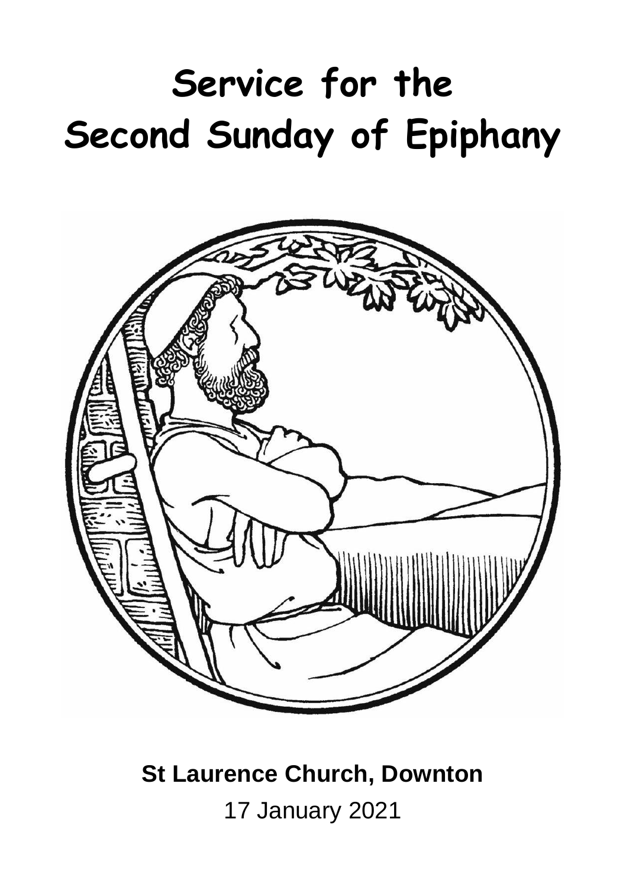# Service for the Second Sunday of Epiphany

**St Laurence Church, Downton**

17 January 2021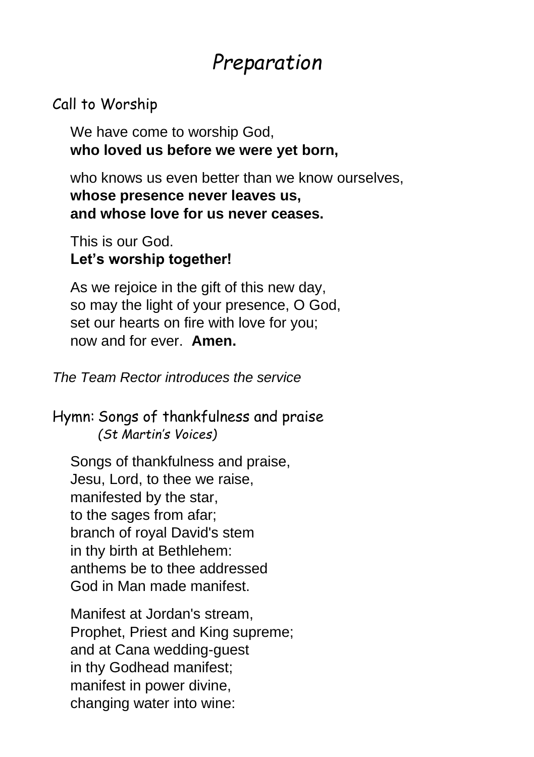# *Preparation*

## Call to Worship

We have come to worship God,
**who loved us before we were yet born,**

who knows us even better than we know ourselves,
**whose presence never leaves us,**
**and whose love for us never ceases.**

This is our God.
**Let's worship together!**

As we rejoice in the gift of this new day,
so may the light of your presence, O God,
set our hearts on fire with love for you;
now and for ever. **Amen.**

*The Team Rector introduces the service*

## Hymn: Songs of thankfulness and praise

*(St Martin's Voices)*

Songs of thankfulness and praise,
Jesu, Lord, to thee we raise,
manifested by the star,
to the sages from afar;
branch of royal David's stem
in thy birth at Bethlehem:
anthems be to thee addressed
God in Man made manifest.

Manifest at Jordan's stream,
Prophet, Priest and King supreme;
and at Cana wedding-guest
in thy Godhead manifest;
manifest in power divine,
changing water into wine: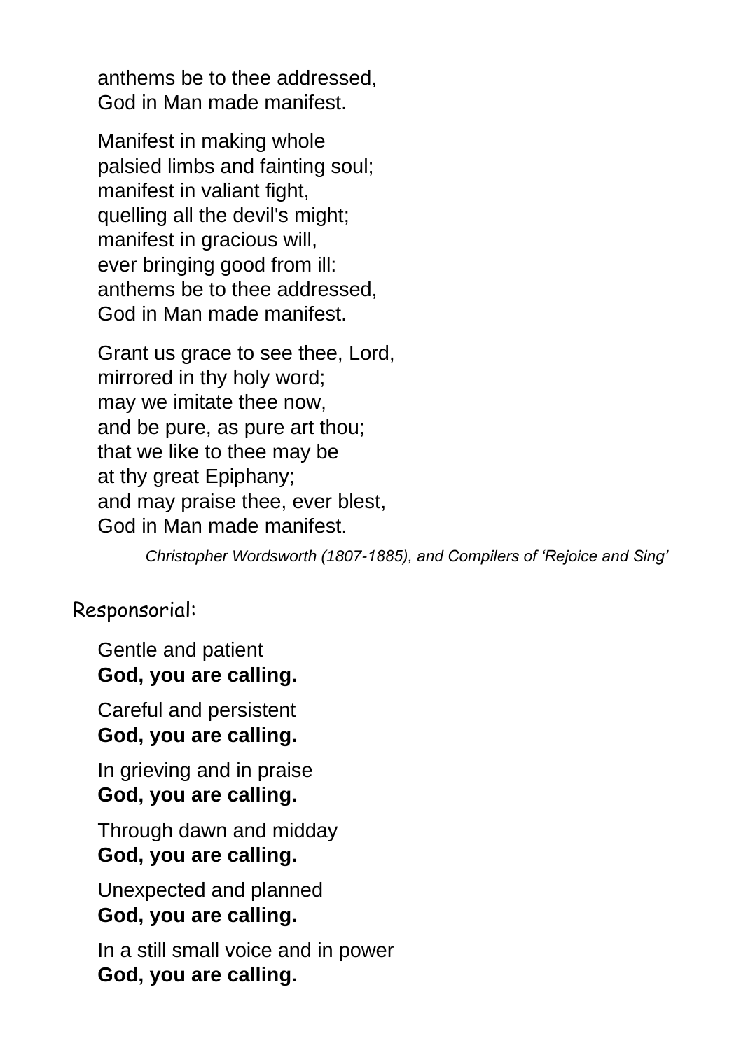anthems be to thee addressed,
God in Man made manifest.

Manifest in making whole
palsied limbs and fainting soul;
manifest in valiant fight,
quelling all the devil's might;
manifest in gracious will,
ever bringing good from ill:
anthems be to thee addressed,
God in Man made manifest.

Grant us grace to see thee, Lord,
mirrored in thy holy word;
may we imitate thee now,
and be pure, as pure art thou;
that we like to thee may be
at thy great Epiphany;
and may praise thee, ever blest,
God in Man made manifest.

*Christopher Wordsworth (1807-1885), and Compilers of 'Rejoice and Sing'*

## Responsorial:

Gentle and patient
**God, you are calling.**

Careful and persistent
**God, you are calling.**

In grieving and in praise
**God, you are calling.**

Through dawn and midday
**God, you are calling.**

Unexpected and planned
**God, you are calling.**

In a still small voice and in power
**God, you are calling.**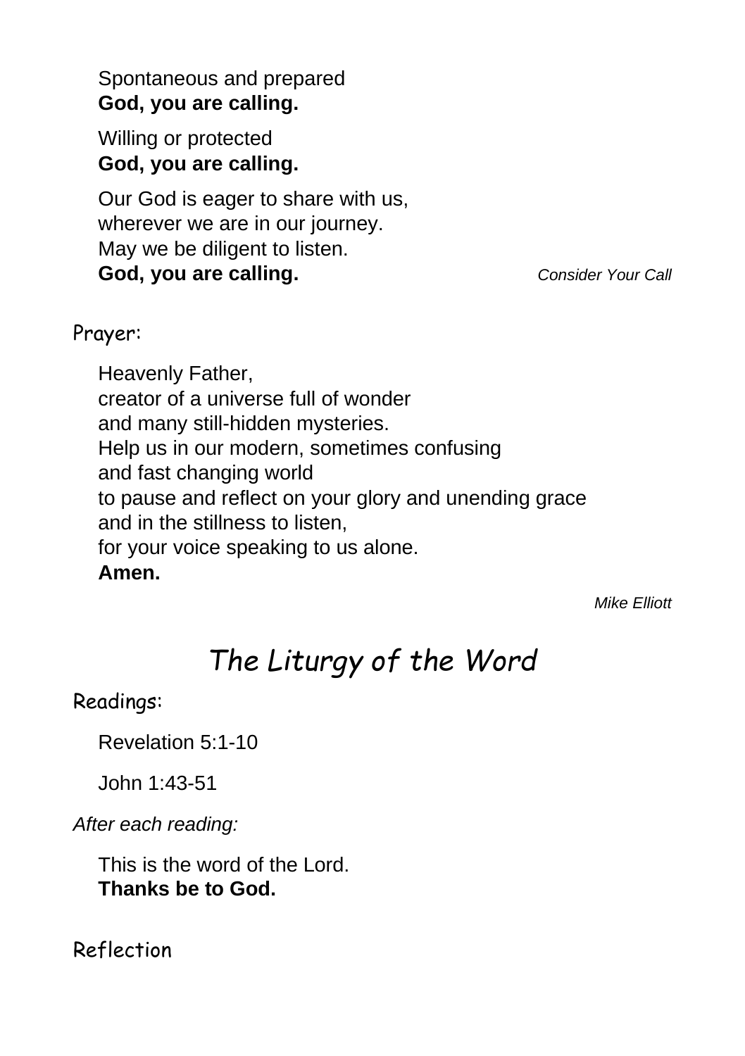Spontaneous and prepared
**God, you are calling.**

Willing or protected
**God, you are calling.**

Our God is eager to share with us,
wherever we are in our journey.
May we be diligent to listen.
**God, you are calling.** *Consider Your Call*

Prayer:

Heavenly Father,
creator of a universe full of wonder
and many still-hidden mysteries.
Help us in our modern, sometimes confusing
and fast changing world
to pause and reflect on your glory and unending grace
and in the stillness to listen,
for your voice speaking to us alone.
**Amen.**

*Mike Elliott*

## *The Liturgy of the Word*

Readings:

Revelation 5:1-10

John 1:43-51

*After each reading:*

This is the word of the Lord.
**Thanks be to God.**

Reflection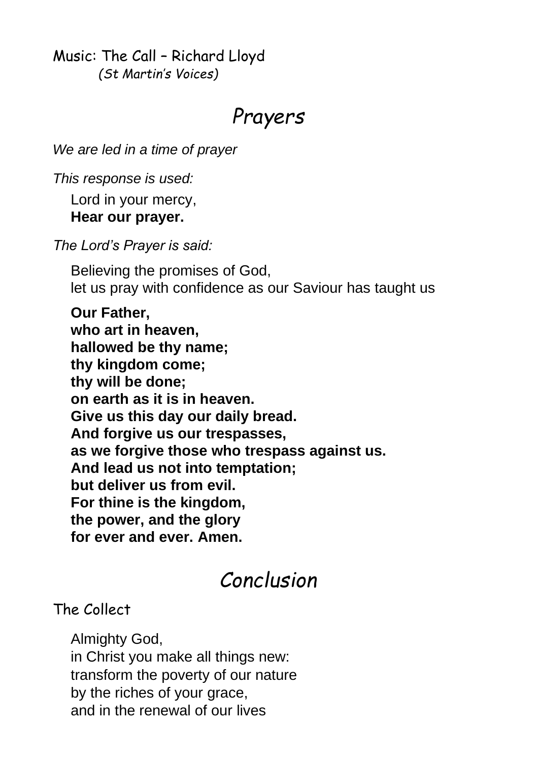Music: The Call – Richard Lloyd
*(St Martin's Voices)*

## *Prayers*

*We are led in a time of prayer*

*This response is used:*

Lord in your mercy,
**Hear our prayer.**

*The Lord's Prayer is said:*

Believing the promises of God,
let us pray with confidence as our Saviour has taught us

**Our Father,**
**who art in heaven,**
**hallowed be thy name;**
**thy kingdom come;**
**thy will be done;**
**on earth as it is in heaven.**
**Give us this day our daily bread.**
**And forgive us our trespasses,**
**as we forgive those who trespass against us.**
**And lead us not into temptation;**
**but deliver us from evil.**
**For thine is the kingdom,**
**the power, and the glory**
**for ever and ever. Amen.**

## *Conclusion*

The Collect

Almighty God,
in Christ you make all things new:
transform the poverty of our nature
by the riches of your grace,
and in the renewal of our lives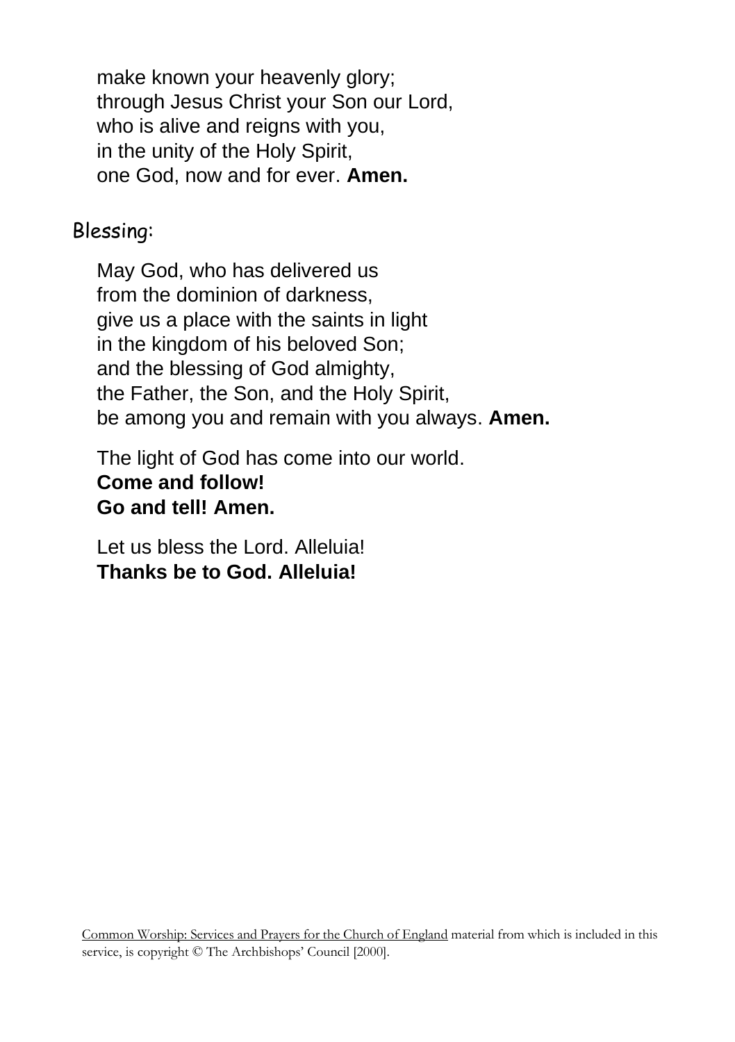make known your heavenly glory;
through Jesus Christ your Son our Lord,
who is alive and reigns with you,
in the unity of the Holy Spirit,
one God, now and for ever. **Amen.**

Blessing:

May God, who has delivered us
from the dominion of darkness,
give us a place with the saints in light
in the kingdom of his beloved Son;
and the blessing of God almighty,
the Father, the Son, and the Holy Spirit,
be among you and remain with you always. **Amen.**

The light of God has come into our world.
**Come and follow!**
**Go and tell! Amen.**

Let us bless the Lord. Alleluia!
**Thanks be to God. Alleluia!**

Common Worship: Services and Prayers for the Church of England material from which is included in this service, is copyright © The Archbishops' Council [2000].